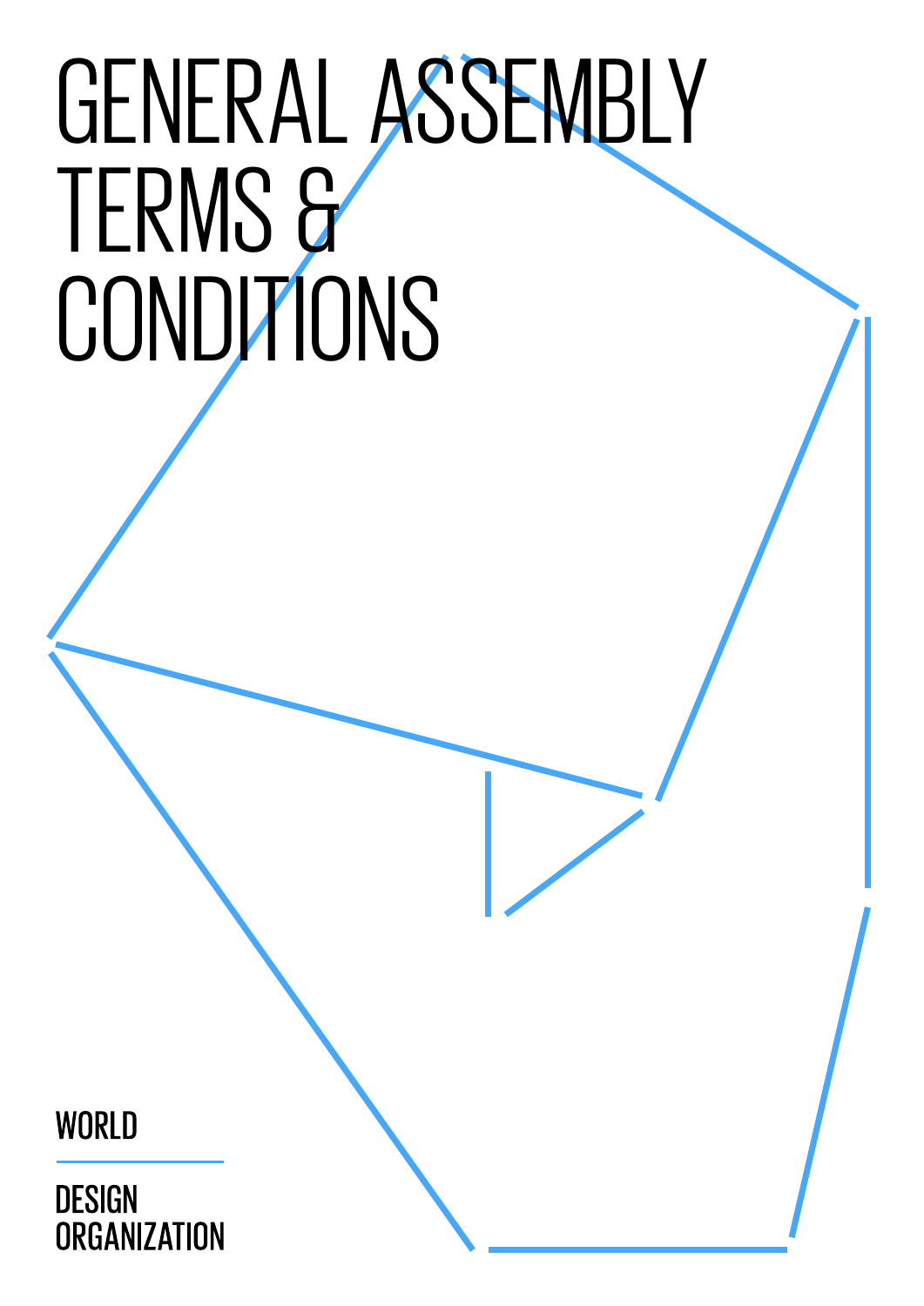# GENERAL ASSEMBLY TERMS & CONDITIONS

WORLD

DESIGN ORGANIZATION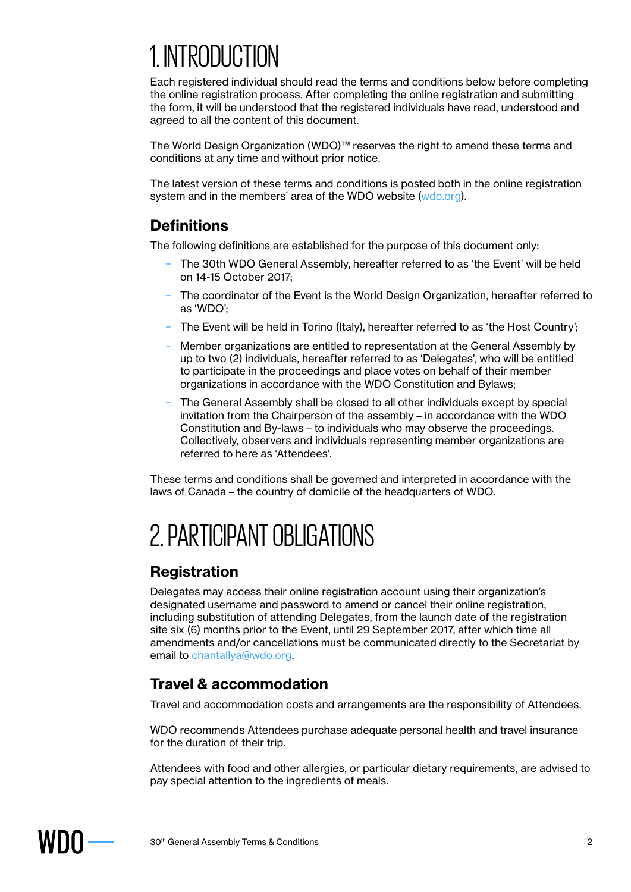# 1. INTRODUCTION

Each registered individual should read the terms and conditions below before completing the online registration process. After completing the online registration and submitting the form, it will be understood that the registered individuals have read, understood and agreed to all the content of this document.

The World Design Organization (WDO)™ reserves the right to amend these terms and conditions at any time and without prior notice.

The latest version of these terms and conditions is posted both in the online registration system and in the members' area of the WDO website (wdo.org).

## Definitions

The following definitions are established for the purpose of this document only:

- The 30th WDO General Assembly, hereafter referred to as 'the Event' will be held on 14-15 October 2017;
- The coordinator of the Event is the World Design Organization, hereafter referred to as 'WDO';
- The Event will be held in Torino (Italy), hereafter referred to as 'the Host Country';
- Member organizations are entitled to representation at the General Assembly by up to two (2) individuals, hereafter referred to as 'Delegates', who will be entitled to participate in the proceedings and place votes on behalf of their member organizations in accordance with the WDO Constitution and Bylaws;
- The General Assembly shall be closed to all other individuals except by special invitation from the Chairperson of the assembly – in accordance with the WDO Constitution and By-laws – to individuals who may observe the proceedings. Collectively, observers and individuals representing member organizations are referred to here as 'Attendees'.

These terms and conditions shall be governed and interpreted in accordance with the laws of Canada – the country of domicile of the headquarters of WDO.

# 2. PARTICIPANT OBLIGATIONS

## Registration

Delegates may access their online registration account using their organization's designated username and password to amend or cancel their online registration, including substitution of attending Delegates, from the launch date of the registration site six (6) months prior to the Event, until 29 September 2017, after which time all amendments and/or cancellations must be communicated directly to the Secretariat by email to chantallya@wdo.org.

## Travel & accommodation

Travel and accommodation costs and arrangements are the responsibility of Attendees.

WDO recommends Attendees purchase adequate personal health and travel insurance for the duration of their trip.

Attendees with food and other allergies, or particular dietary requirements, are advised to pay special attention to the ingredients of meals.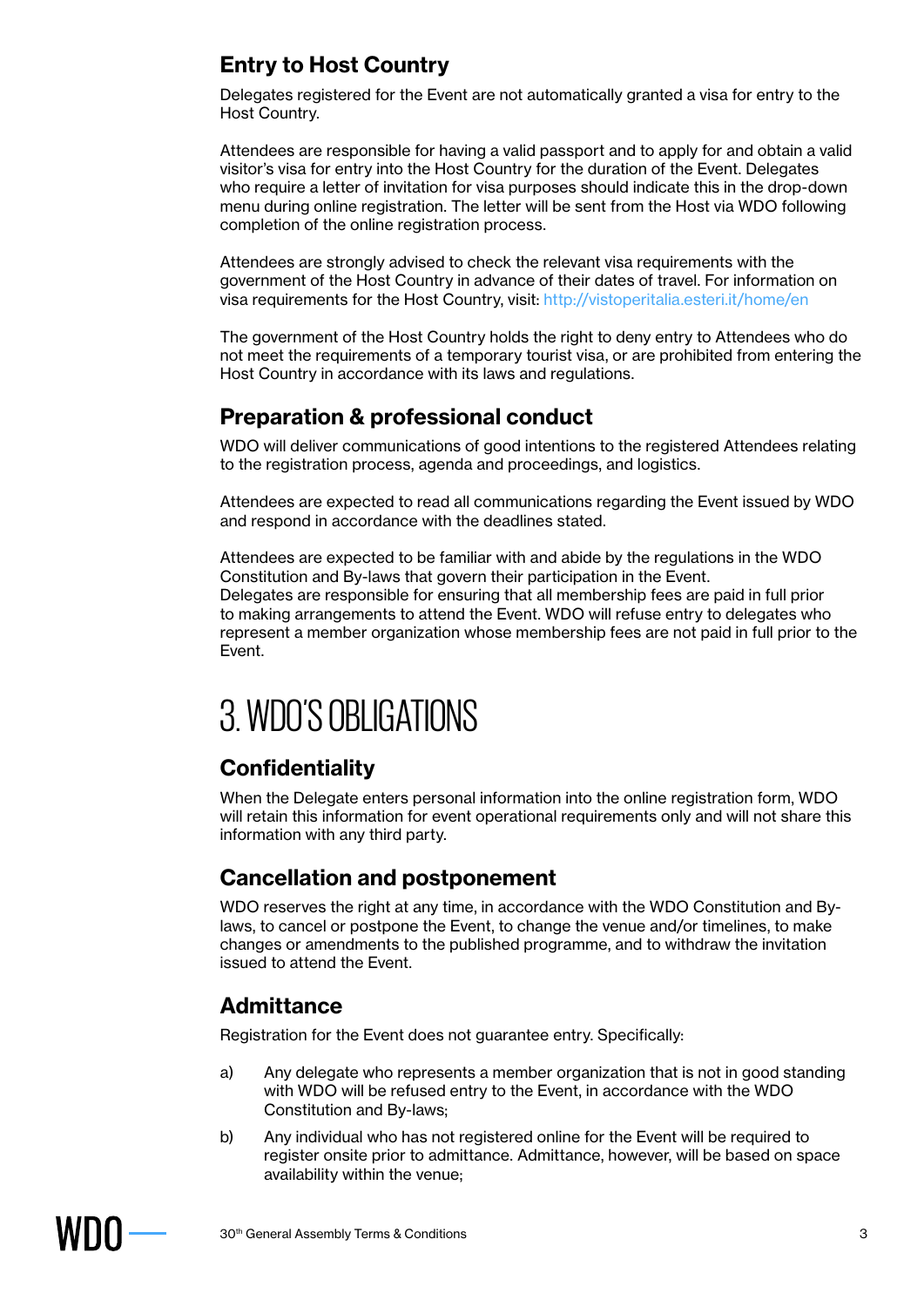## Entry to Host Country

Delegates registered for the Event are not automatically granted a visa for entry to the Host Country.

Attendees are responsible for having a valid passport and to apply for and obtain a valid visitor's visa for entry into the Host Country for the duration of the Event. Delegates who require a letter of invitation for visa purposes should indicate this in the drop-down menu during online registration. The letter will be sent from the Host via WDO following completion of the online registration process.

Attendees are strongly advised to check the relevant visa requirements with the government of the Host Country in advance of their dates of travel. For information on visa requirements for the Host Country, visit: http://vistoperitalia.esteri.it/home/en

The government of the Host Country holds the right to deny entry to Attendees who do not meet the requirements of a temporary tourist visa, or are prohibited from entering the Host Country in accordance with its laws and regulations.

## Preparation & professional conduct

WDO will deliver communications of good intentions to the registered Attendees relating to the registration process, agenda and proceedings, and logistics.

Attendees are expected to read all communications regarding the Event issued by WDO and respond in accordance with the deadlines stated.

Attendees are expected to be familiar with and abide by the regulations in the WDO Constitution and By-laws that govern their participation in the Event.
Delegates are responsible for ensuring that all membership fees are paid in full prior to making arrangements to attend the Event. WDO will refuse entry to delegates who represent a member organization whose membership fees are not paid in full prior to the Event.

# 3. WDO'S OBLIGATIONS

## Confidentiality

When the Delegate enters personal information into the online registration form, WDO will retain this information for event operational requirements only and will not share this information with any third party.

## Cancellation and postponement

WDO reserves the right at any time, in accordance with the WDO Constitution and By-laws, to cancel or postpone the Event, to change the venue and/or timelines, to make changes or amendments to the published programme, and to withdraw the invitation issued to attend the Event.

## Admittance

Registration for the Event does not guarantee entry. Specifically:

a) Any delegate who represents a member organization that is not in good standing with WDO will be refused entry to the Event, in accordance with the WDO Constitution and By-laws;

b) Any individual who has not registered online for the Event will be required to register onsite prior to admittance. Admittance, however, will be based on space availability within the venue;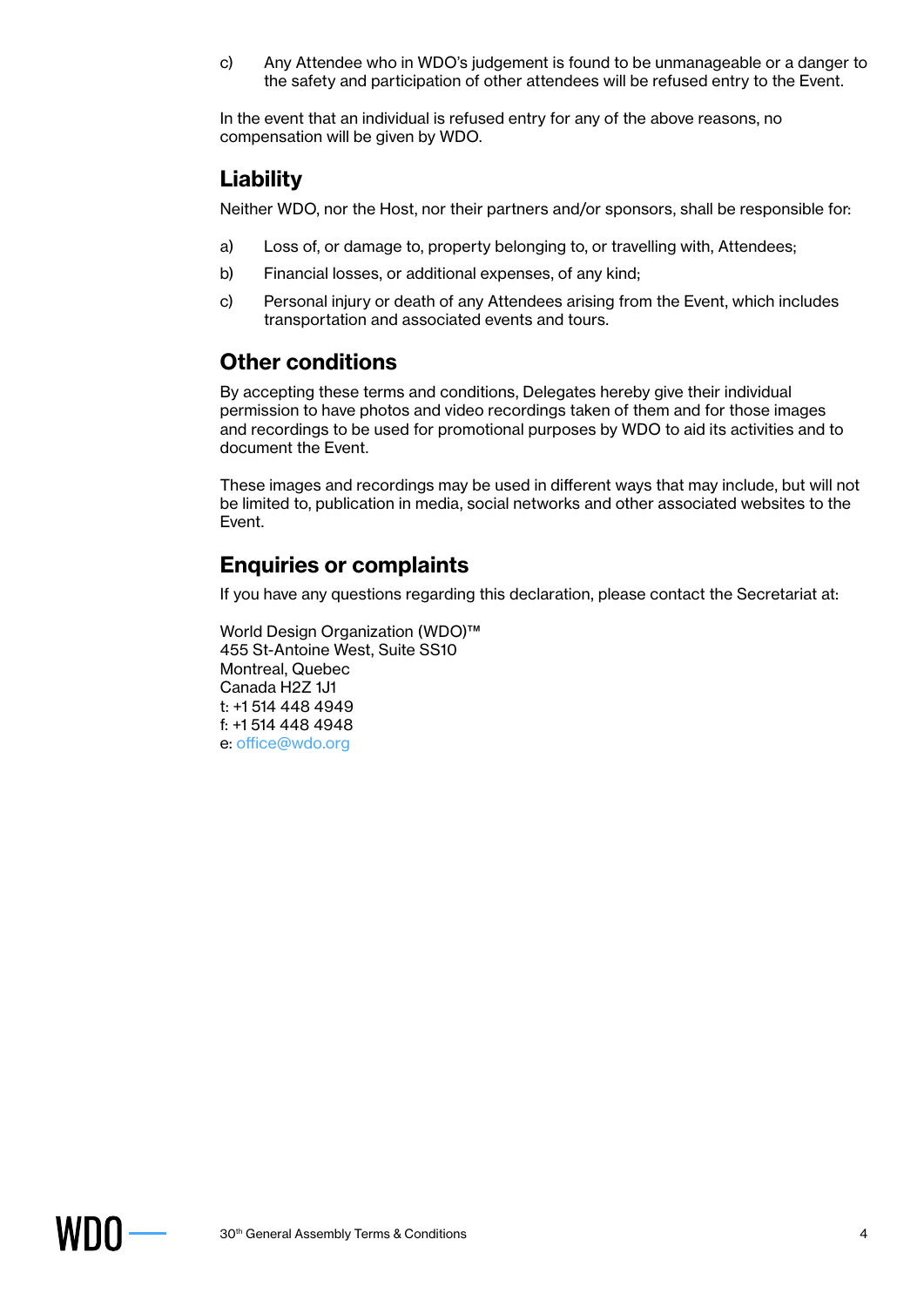c) Any Attendee who in WDO's judgement is found to be unmanageable or a danger to the safety and participation of other attendees will be refused entry to the Event.

In the event that an individual is refused entry for any of the above reasons, no compensation will be given by WDO.

## Liability

Neither WDO, nor the Host, nor their partners and/or sponsors, shall be responsible for:

a) Loss of, or damage to, property belonging to, or travelling with, Attendees;

b) Financial losses, or additional expenses, of any kind;

c) Personal injury or death of any Attendees arising from the Event, which includes transportation and associated events and tours.

## Other conditions

By accepting these terms and conditions, Delegates hereby give their individual permission to have photos and video recordings taken of them and for those images and recordings to be used for promotional purposes by WDO to aid its activities and to document the Event.

These images and recordings may be used in different ways that may include, but will not be limited to, publication in media, social networks and other associated websites to the Event.

## Enquiries or complaints

If you have any questions regarding this declaration, please contact the Secretariat at:

World Design Organization (WDO)™
455 St-Antoine West, Suite SS10
Montreal, Quebec
Canada H2Z 1J1
t: +1 514 448 4949
f: +1 514 448 4948
e: office@wdo.org